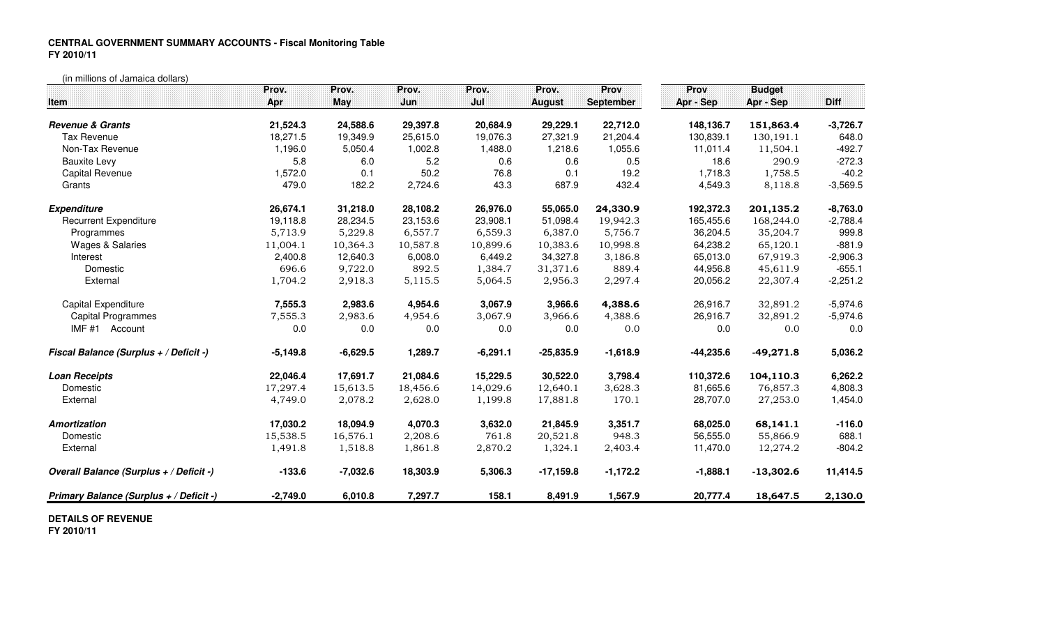**CENTRAL GOVERNMENT SUMMARY ACCOUNTS - Fiscal Monitoring Table**
**FY 2010/11**

(in millions of Jamaica dollars)

| Item | Prov. Apr | Prov. May | Prov. Jun | Prov. Jul | Prov. August | Prov September | Prov Apr - Sep | Budget Apr - Sep | Diff |
|---|---|---|---|---|---|---|---|---|---|
| ***Revenue & Grants*** | **21,524.3** | **24,588.6** | **29,397.8** | **20,684.9** | **29,229.1** | **22,712.0** | **148,136.7** | **151,863.4** | **-3,726.7** |
| Tax Revenue | 18,271.5 | 19,349.9 | 25,615.0 | 19,076.3 | 27,321.9 | 21,204.4 | 130,839.1 | 130,191.1 | 648.0 |
| Non-Tax Revenue | 1,196.0 | 5,050.4 | 1,002.8 | 1,488.0 | 1,218.6 | 1,055.6 | 11,011.4 | 11,504.1 | -492.7 |
| Bauxite Levy | 5.8 | 6.0 | 5.2 | 0.6 | 0.6 | 0.5 | 18.6 | 290.9 | -272.3 |
| Capital Revenue | 1,572.0 | 0.1 | 50.2 | 76.8 | 0.1 | 19.2 | 1,718.3 | 1,758.5 | -40.2 |
| Grants | 479.0 | 182.2 | 2,724.6 | 43.3 | 687.9 | 432.4 | 4,549.3 | 8,118.8 | -3,569.5 |
| ***Expenditure*** | **26,674.1** | **31,218.0** | **28,108.2** | **26,976.0** | **55,065.0** | **24,330.9** | **192,372.3** | **201,135.2** | **-8,763.0** |
| Recurrent Expenditure | 19,118.8 | 28,234.5 | 23,153.6 | 23,908.1 | 51,098.4 | 19,942.3 | 165,455.6 | 168,244.0 | -2,788.4 |
| Programmes | 5,713.9 | 5,229.8 | 6,557.7 | 6,559.3 | 6,387.0 | 5,756.7 | 36,204.5 | 35,204.7 | 999.8 |
| Wages & Salaries | 11,004.1 | 10,364.3 | 10,587.8 | 10,899.6 | 10,383.6 | 10,998.8 | 64,238.2 | 65,120.1 | -881.9 |
| Interest | 2,400.8 | 12,640.3 | 6,008.0 | 6,449.2 | 34,327.8 | 3,186.8 | 65,013.0 | 67,919.3 | -2,906.3 |
| Domestic | 696.6 | 9,722.0 | 892.5 | 1,384.7 | 31,371.6 | 889.4 | 44,956.8 | 45,611.9 | -655.1 |
| External | 1,704.2 | 2,918.3 | 5,115.5 | 5,064.5 | 2,956.3 | 2,297.4 | 20,056.2 | 22,307.4 | -2,251.2 |
| Capital Expenditure | **7,555.3** | **2,983.6** | **4,954.6** | **3,067.9** | **3,966.6** | **4,388.6** | 26,916.7 | 32,891.2 | -5,974.6 |
| Capital Programmes | 7,555.3 | 2,983.6 | 4,954.6 | 3,067.9 | 3,966.6 | 4,388.6 | 26,916.7 | 32,891.2 | -5,974.6 |
| IMF #1 Account | 0.0 | 0.0 | 0.0 | 0.0 | 0.0 | 0.0 | 0.0 | 0.0 | 0.0 |
| ***Fiscal Balance (Surplus + / Deficit -)*** | **-5,149.8** | **-6,629.5** | **1,289.7** | **-6,291.1** | **-25,835.9** | **-1,618.9** | **-44,235.6** | **-49,271.8** | **5,036.2** |
| ***Loan Receipts*** | **22,046.4** | **17,691.7** | **21,084.6** | **15,229.5** | **30,522.0** | **3,798.4** | **110,372.6** | **104,110.3** | **6,262.2** |
| Domestic | 17,297.4 | 15,613.5 | 18,456.6 | 14,029.6 | 12,640.1 | 3,628.3 | 81,665.6 | 76,857.3 | 4,808.3 |
| External | 4,749.0 | 2,078.2 | 2,628.0 | 1,199.8 | 17,881.8 | 170.1 | 28,707.0 | 27,253.0 | 1,454.0 |
| ***Amortization*** | **17,030.2** | **18,094.9** | **4,070.3** | **3,632.0** | **21,845.9** | **3,351.7** | **68,025.0** | **68,141.1** | **-116.0** |
| Domestic | 15,538.5 | 16,576.1 | 2,208.6 | 761.8 | 20,521.8 | 948.3 | 56,555.0 | 55,866.9 | 688.1 |
| External | 1,491.8 | 1,518.8 | 1,861.8 | 2,870.2 | 1,324.1 | 2,403.4 | 11,470.0 | 12,274.2 | -804.2 |
| ***Overall Balance (Surplus + / Deficit -)*** | **-133.6** | **-7,032.6** | **18,303.9** | **5,306.3** | **-17,159.8** | **-1,172.2** | **-1,888.1** | **-13,302.6** | **11,414.5** |
| ***Primary Balance (Surplus + / Deficit -)*** | **-2,749.0** | **6,010.8** | **7,297.7** | **158.1** | **8,491.9** | **1,567.9** | **20,777.4** | **18,647.5** | **2,130.0** |

**DETAILS OF REVENUE**
**FY 2010/11**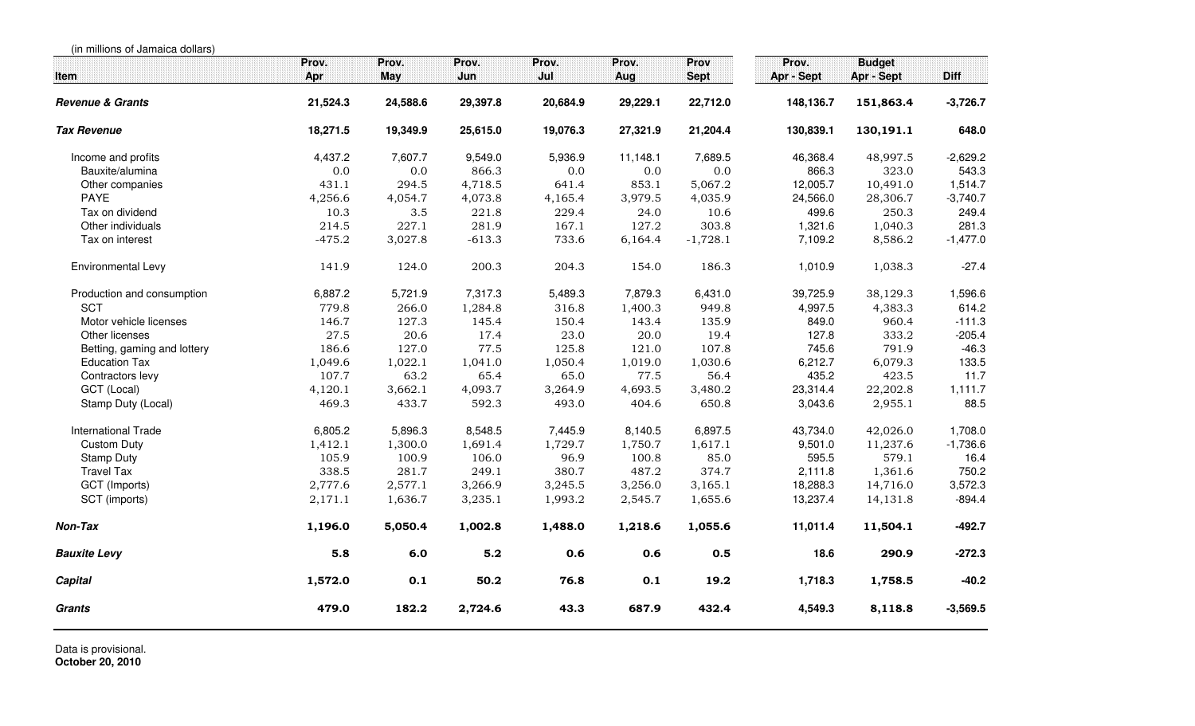(in millions of Jamaica dollars)

| Item | Prov. Apr | Prov. May | Prov. Jun | Prov. Jul | Prov. Aug | Prov Sept | Prov. Apr - Sept | Budget Apr - Sept | Diff |
|---|---|---|---|---|---|---|---|---|---|
| ***Revenue & Grants*** | **21,524.3** | **24,588.6** | **29,397.8** | **20,684.9** | **29,229.1** | **22,712.0** | **148,136.7** | **151,863.4** | **-3,726.7** |
| ***Tax Revenue*** | **18,271.5** | **19,349.9** | **25,615.0** | **19,076.3** | **27,321.9** | **21,204.4** | **130,839.1** | **130,191.1** | **648.0** |
| Income and profits | 4,437.2 | 7,607.7 | 9,549.0 | 5,936.9 | 11,148.1 | 7,689.5 | 46,368.4 | 48,997.5 | -2,629.2 |
| Bauxite/alumina | 0.0 | 0.0 | 866.3 | 0.0 | 0.0 | 0.0 | 866.3 | 323.0 | 543.3 |
| Other companies | 431.1 | 294.5 | 4,718.5 | 641.4 | 853.1 | 5,067.2 | 12,005.7 | 10,491.0 | 1,514.7 |
| PAYE | 4,256.6 | 4,054.7 | 4,073.8 | 4,165.4 | 3,979.5 | 4,035.9 | 24,566.0 | 28,306.7 | -3,740.7 |
| Tax on dividend | 10.3 | 3.5 | 221.8 | 229.4 | 24.0 | 10.6 | 499.6 | 250.3 | 249.4 |
| Other individuals | 214.5 | 227.1 | 281.9 | 167.1 | 127.2 | 303.8 | 1,321.6 | 1,040.3 | 281.3 |
| Tax on interest | -475.2 | 3,027.8 | -613.3 | 733.6 | 6,164.4 | -1,728.1 | 7,109.2 | 8,586.2 | -1,477.0 |
| Environmental Levy | 141.9 | 124.0 | 200.3 | 204.3 | 154.0 | 186.3 | 1,010.9 | 1,038.3 | -27.4 |
| Production and consumption | 6,887.2 | 5,721.9 | 7,317.3 | 5,489.3 | 7,879.3 | 6,431.0 | 39,725.9 | 38,129.3 | 1,596.6 |
| SCT | 779.8 | 266.0 | 1,284.8 | 316.8 | 1,400.3 | 949.8 | 4,997.5 | 4,383.3 | 614.2 |
| Motor vehicle licenses | 146.7 | 127.3 | 145.4 | 150.4 | 143.4 | 135.9 | 849.0 | 960.4 | -111.3 |
| Other licenses | 27.5 | 20.6 | 17.4 | 23.0 | 20.0 | 19.4 | 127.8 | 333.2 | -205.4 |
| Betting, gaming and lottery | 186.6 | 127.0 | 77.5 | 125.8 | 121.0 | 107.8 | 745.6 | 791.9 | -46.3 |
| Education Tax | 1,049.6 | 1,022.1 | 1,041.0 | 1,050.4 | 1,019.0 | 1,030.6 | 6,212.7 | 6,079.3 | 133.5 |
| Contractors levy | 107.7 | 63.2 | 65.4 | 65.0 | 77.5 | 56.4 | 435.2 | 423.5 | 11.7 |
| GCT (Local) | 4,120.1 | 3,662.1 | 4,093.7 | 3,264.9 | 4,693.5 | 3,480.2 | 23,314.4 | 22,202.8 | 1,111.7 |
| Stamp Duty (Local) | 469.3 | 433.7 | 592.3 | 493.0 | 404.6 | 650.8 | 3,043.6 | 2,955.1 | 88.5 |
| International Trade | 6,805.2 | 5,896.3 | 8,548.5 | 7,445.9 | 8,140.5 | 6,897.5 | 43,734.0 | 42,026.0 | 1,708.0 |
| Custom Duty | 1,412.1 | 1,300.0 | 1,691.4 | 1,729.7 | 1,750.7 | 1,617.1 | 9,501.0 | 11,237.6 | -1,736.6 |
| Stamp Duty | 105.9 | 100.9 | 106.0 | 96.9 | 100.8 | 85.0 | 595.5 | 579.1 | 16.4 |
| Travel Tax | 338.5 | 281.7 | 249.1 | 380.7 | 487.2 | 374.7 | 2,111.8 | 1,361.6 | 750.2 |
| GCT (Imports) | 2,777.6 | 2,577.1 | 3,266.9 | 3,245.5 | 3,256.0 | 3,165.1 | 18,288.3 | 14,716.0 | 3,572.3 |
| SCT (imports) | 2,171.1 | 1,636.7 | 3,235.1 | 1,993.2 | 2,545.7 | 1,655.6 | 13,237.4 | 14,131.8 | -894.4 |
| ***Non-Tax*** | **1,196.0** | **5,050.4** | **1,002.8** | **1,488.0** | **1,218.6** | **1,055.6** | **11,011.4** | **11,504.1** | **-492.7** |
| ***Bauxite Levy*** | **5.8** | **6.0** | **5.2** | **0.6** | **0.6** | **0.5** | **18.6** | **290.9** | **-272.3** |
| ***Capital*** | **1,572.0** | **0.1** | **50.2** | **76.8** | **0.1** | **19.2** | **1,718.3** | **1,758.5** | **-40.2** |
| ***Grants*** | **479.0** | **182.2** | **2,724.6** | **43.3** | **687.9** | **432.4** | **4,549.3** | **8,118.8** | **-3,569.5** |

Data is provisional.
**October 20, 2010**